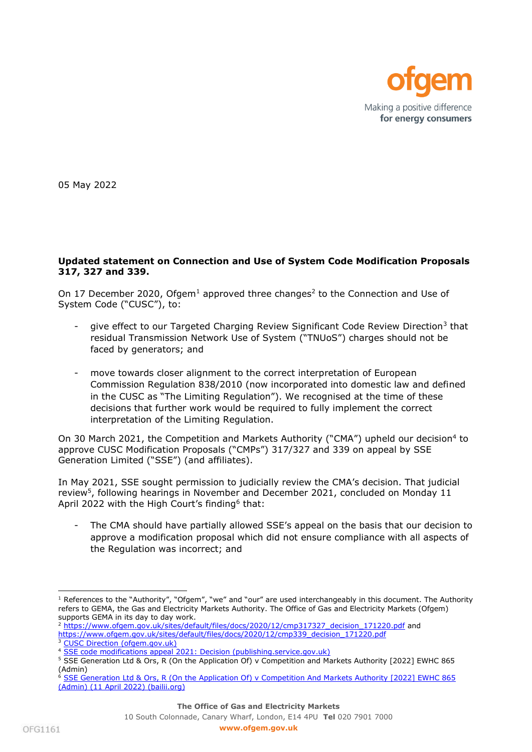ofgem

Making a positive difference
for energy consumers

05 May 2022

**Updated statement on Connection and Use of System Code Modification Proposals 317, 327 and 339.**

On 17 December 2020, Ofgem[1] approved three changes[2] to the Connection and Use of System Code ("CUSC"), to:

- give effect to our Targeted Charging Review Significant Code Review Direction[3] that residual Transmission Network Use of System ("TNUoS") charges should not be faced by generators; and
- move towards closer alignment to the correct interpretation of European Commission Regulation 838/2010 (now incorporated into domestic law and defined in the CUSC as "The Limiting Regulation"). We recognised at the time of these decisions that further work would be required to fully implement the correct interpretation of the Limiting Regulation.

On 30 March 2021, the Competition and Markets Authority ("CMA") upheld our decision[4] to approve CUSC Modification Proposals ("CMPs") 317/327 and 339 on appeal by SSE Generation Limited ("SSE") (and affiliates).

In May 2021, SSE sought permission to judicially review the CMA's decision. That judicial review[5], following hearings in November and December 2021, concluded on Monday 11 April 2022 with the High Court's finding[6] that:

- The CMA should have partially allowed SSE's appeal on the basis that our decision to approve a modification proposal which did not ensure compliance with all aspects of the Regulation was incorrect; and

---

[1] References to the "Authority", "Ofgem", "we" and "our" are used interchangeably in this document. The Authority refers to GEMA, the Gas and Electricity Markets Authority. The Office of Gas and Electricity Markets (Ofgem) supports GEMA in its day to day work.

[2] https://www.ofgem.gov.uk/sites/default/files/docs/2020/12/cmp317327_decision_171220.pdf and https://www.ofgem.gov.uk/sites/default/files/docs/2020/12/cmp339_decision_171220.pdf

[3] CUSC Direction (ofgem.gov.uk)

[4] SSE code modifications appeal 2021: Decision (publishing.service.gov.uk)

[5] SSE Generation Ltd & Ors, R (On the Application Of) v Competition and Markets Authority [2022] EWHC 865 (Admin)

[6] SSE Generation Ltd & Ors, R (On the Application Of) v Competition And Markets Authority [2022] EWHC 865 (Admin) (11 April 2022) (bailii.org)

**The Office of Gas and Electricity Markets**
10 South Colonnade, Canary Wharf, London, E14 4PU **Tel** 020 7901 7000
**www.ofgem.gov.uk**

OFG1161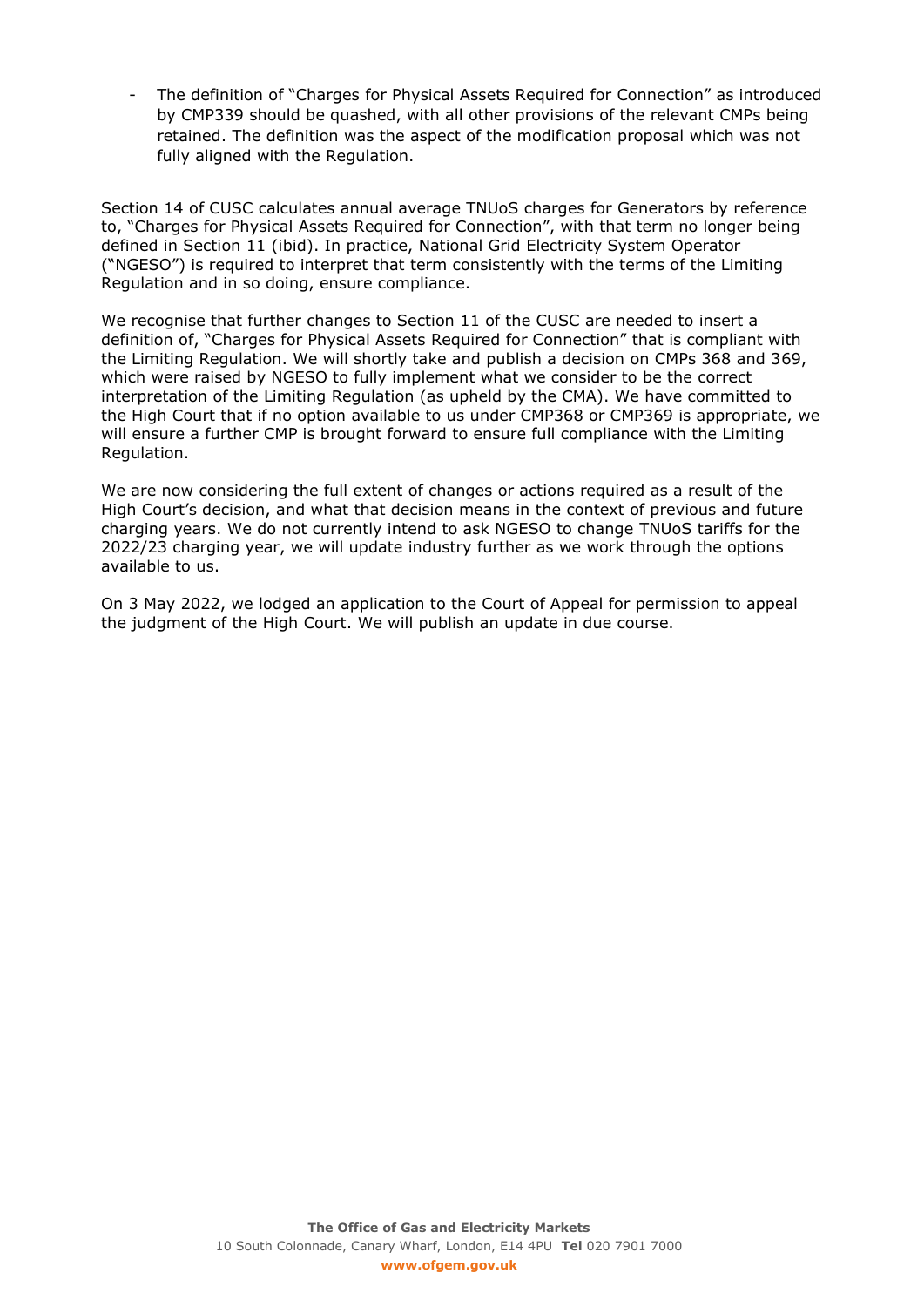- The definition of "Charges for Physical Assets Required for Connection" as introduced by CMP339 should be quashed, with all other provisions of the relevant CMPs being retained. The definition was the aspect of the modification proposal which was not fully aligned with the Regulation.

Section 14 of CUSC calculates annual average TNUoS charges for Generators by reference to, "Charges for Physical Assets Required for Connection", with that term no longer being defined in Section 11 (ibid). In practice, National Grid Electricity System Operator ("NGESO") is required to interpret that term consistently with the terms of the Limiting Regulation and in so doing, ensure compliance.

We recognise that further changes to Section 11 of the CUSC are needed to insert a definition of, "Charges for Physical Assets Required for Connection" that is compliant with the Limiting Regulation. We will shortly take and publish a decision on CMPs 368 and 369, which were raised by NGESO to fully implement what we consider to be the correct interpretation of the Limiting Regulation (as upheld by the CMA). We have committed to the High Court that if no option available to us under CMP368 or CMP369 is appropriate, we will ensure a further CMP is brought forward to ensure full compliance with the Limiting Regulation.

We are now considering the full extent of changes or actions required as a result of the High Court's decision, and what that decision means in the context of previous and future charging years. We do not currently intend to ask NGESO to change TNUoS tariffs for the 2022/23 charging year, we will update industry further as we work through the options available to us.

On 3 May 2022, we lodged an application to the Court of Appeal for permission to appeal the judgment of the High Court. We will publish an update in due course.